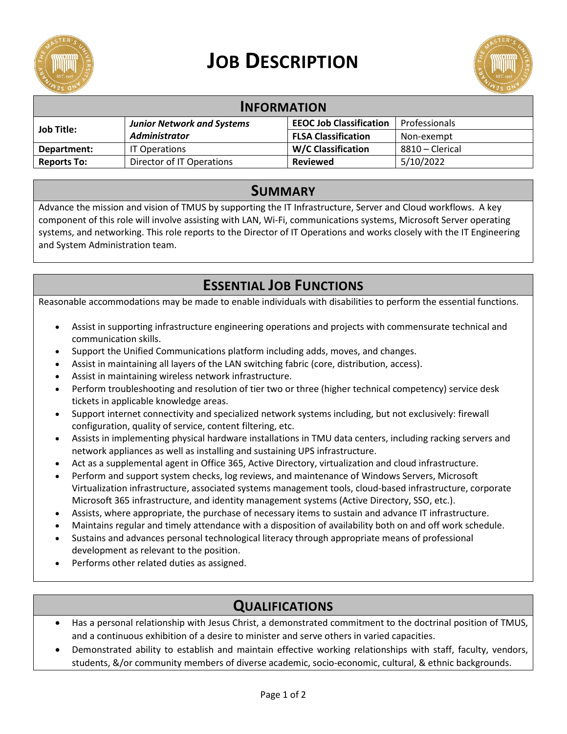# JOB DESCRIPTION

## INFORMATION

| | | | |
|---|---|---|---|
| **Job Title:** | ***Junior Network and Systems Administrator*** | **EEOC Job Classification** | Professionals |
| | | **FLSA Classification** | Non-exempt |
| **Department:** | IT Operations | **W/C Classification** | 8810 – Clerical |
| **Reports To:** | Director of IT Operations | **Reviewed** | 5/10/2022 |

## SUMMARY

Advance the mission and vision of TMUS by supporting the IT Infrastructure, Server and Cloud workflows. A key component of this role will involve assisting with LAN, Wi-Fi, communications systems, Microsoft Server operating systems, and networking. This role reports to the Director of IT Operations and works closely with the IT Engineering and System Administration team.

## ESSENTIAL JOB FUNCTIONS

Reasonable accommodations may be made to enable individuals with disabilities to perform the essential functions.

- Assist in supporting infrastructure engineering operations and projects with commensurate technical and communication skills.
- Support the Unified Communications platform including adds, moves, and changes.
- Assist in maintaining all layers of the LAN switching fabric (core, distribution, access).
- Assist in maintaining wireless network infrastructure.
- Perform troubleshooting and resolution of tier two or three (higher technical competency) service desk tickets in applicable knowledge areas.
- Support internet connectivity and specialized network systems including, but not exclusively: firewall configuration, quality of service, content filtering, etc.
- Assists in implementing physical hardware installations in TMU data centers, including racking servers and network appliances as well as installing and sustaining UPS infrastructure.
- Act as a supplemental agent in Office 365, Active Directory, virtualization and cloud infrastructure.
- Perform and support system checks, log reviews, and maintenance of Windows Servers, Microsoft Virtualization infrastructure, associated systems management tools, cloud-based infrastructure, corporate Microsoft 365 infrastructure, and identity management systems (Active Directory, SSO, etc.).
- Assists, where appropriate, the purchase of necessary items to sustain and advance IT infrastructure.
- Maintains regular and timely attendance with a disposition of availability both on and off work schedule.
- Sustains and advances personal technological literacy through appropriate means of professional development as relevant to the position.
- Performs other related duties as assigned.

## QUALIFICATIONS

- Has a personal relationship with Jesus Christ, a demonstrated commitment to the doctrinal position of TMUS, and a continuous exhibition of a desire to minister and serve others in varied capacities.
- Demonstrated ability to establish and maintain effective working relationships with staff, faculty, vendors, students, &/or community members of diverse academic, socio-economic, cultural, & ethnic backgrounds.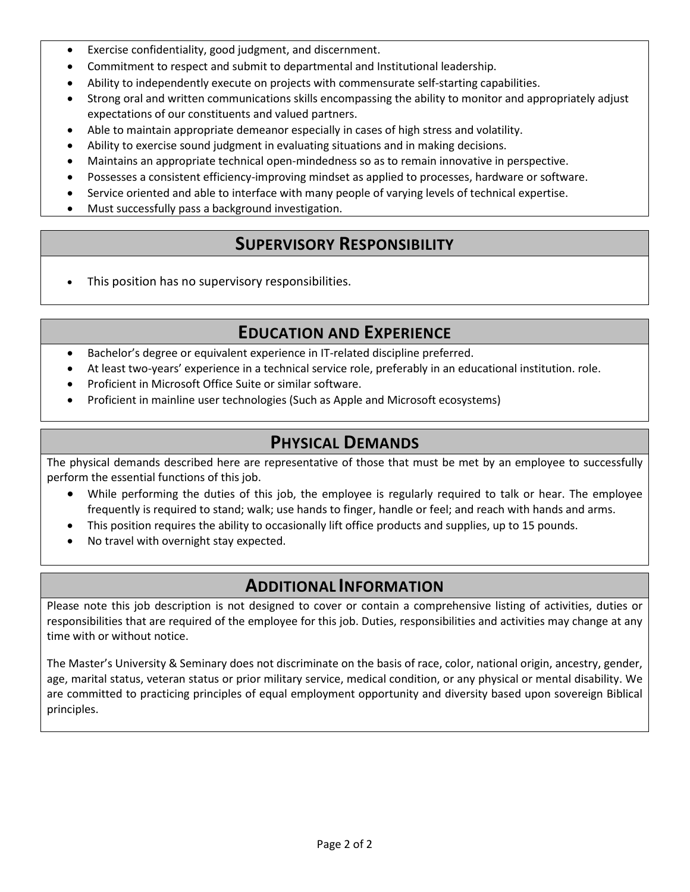- Exercise confidentiality, good judgment, and discernment.
- Commitment to respect and submit to departmental and Institutional leadership.
- Ability to independently execute on projects with commensurate self-starting capabilities.
- Strong oral and written communications skills encompassing the ability to monitor and appropriately adjust expectations of our constituents and valued partners.
- Able to maintain appropriate demeanor especially in cases of high stress and volatility.
- Ability to exercise sound judgment in evaluating situations and in making decisions.
- Maintains an appropriate technical open-mindedness so as to remain innovative in perspective.
- Possesses a consistent efficiency-improving mindset as applied to processes, hardware or software.
- Service oriented and able to interface with many people of varying levels of technical expertise.
- Must successfully pass a background investigation.

## Supervisory Responsibility

- This position has no supervisory responsibilities.

## Education and Experience

- Bachelor's degree or equivalent experience in IT-related discipline preferred.
- At least two-years' experience in a technical service role, preferably in an educational institution. role.
- Proficient in Microsoft Office Suite or similar software.
- Proficient in mainline user technologies (Such as Apple and Microsoft ecosystems)

## Physical Demands

The physical demands described here are representative of those that must be met by an employee to successfully perform the essential functions of this job.

- While performing the duties of this job, the employee is regularly required to talk or hear. The employee frequently is required to stand; walk; use hands to finger, handle or feel; and reach with hands and arms.
- This position requires the ability to occasionally lift office products and supplies, up to 15 pounds.
- No travel with overnight stay expected.

## Additional Information

Please note this job description is not designed to cover or contain a comprehensive listing of activities, duties or responsibilities that are required of the employee for this job. Duties, responsibilities and activities may change at any time with or without notice.

The Master's University & Seminary does not discriminate on the basis of race, color, national origin, ancestry, gender, age, marital status, veteran status or prior military service, medical condition, or any physical or mental disability. We are committed to practicing principles of equal employment opportunity and diversity based upon sovereign Biblical principles.